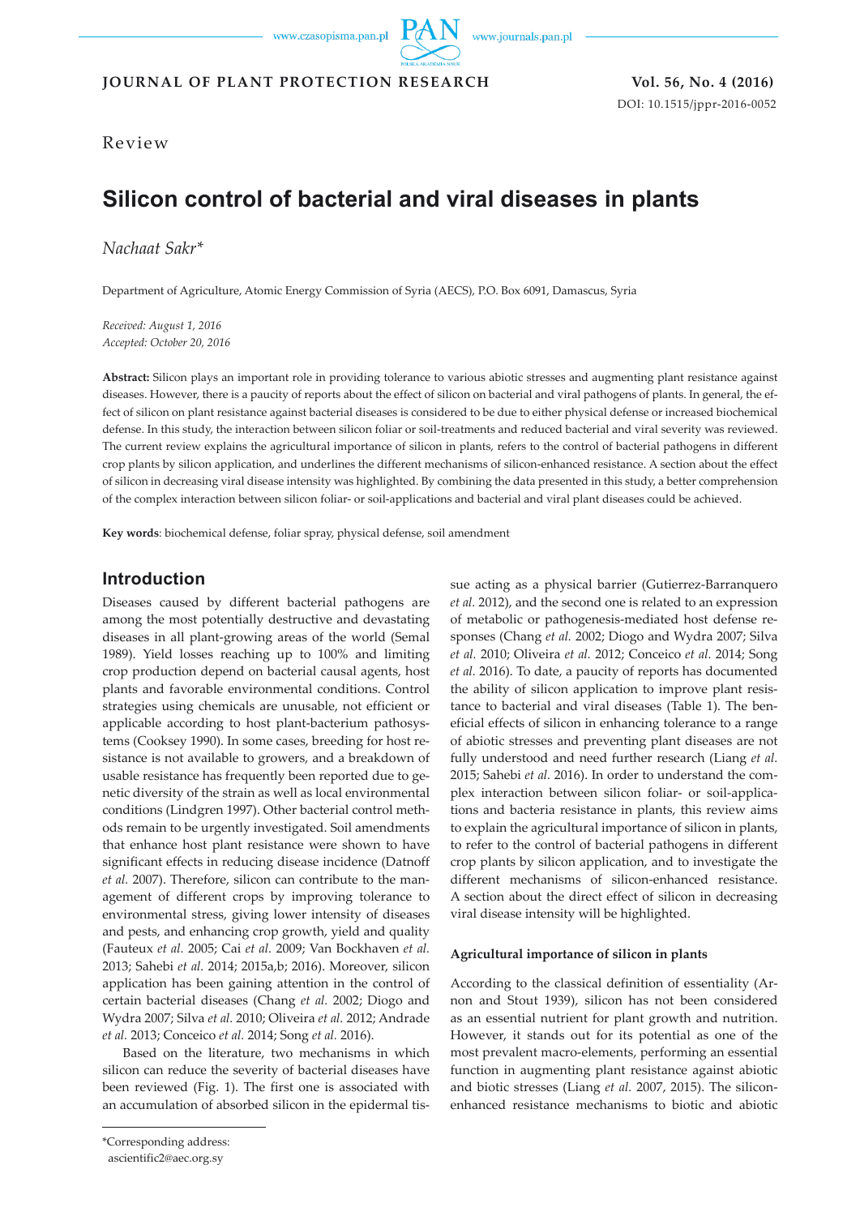JOURNAL OF PLANT PROTECTION RESEARCH

Vol. 56, No. 4 (2016)

DOI: 10.1515/jppr-2016-0052

Review

# Silicon control of bacterial and viral diseases in plants

*Nachaat Sakr\**

Department of Agriculture, Atomic Energy Commission of Syria (AECS), P.O. Box 6091, Damascus, Syria

*Received: August 1, 2016*
*Accepted: October 20, 2016*

**Abstract:** Silicon plays an important role in providing tolerance to various abiotic stresses and augmenting plant resistance against diseases. However, there is a paucity of reports about the effect of silicon on bacterial and viral pathogens of plants. In general, the effect of silicon on plant resistance against bacterial diseases is considered to be due to either physical defense or increased biochemical defense. In this study, the interaction between silicon foliar or soil-treatments and reduced bacterial and viral severity was reviewed. The current review explains the agricultural importance of silicon in plants, refers to the control of bacterial pathogens in different crop plants by silicon application, and underlines the different mechanisms of silicon-enhanced resistance. A section about the effect of silicon in decreasing viral disease intensity was highlighted. By combining the data presented in this study, a better comprehension of the complex interaction between silicon foliar- or soil-applications and bacterial and viral plant diseases could be achieved.

**Key words**: biochemical defense, foliar spray, physical defense, soil amendment

## Introduction

Diseases caused by different bacterial pathogens are among the most potentially destructive and devastating diseases in all plant-growing areas of the world (Semal 1989). Yield losses reaching up to 100% and limiting crop production depend on bacterial causal agents, host plants and favorable environmental conditions. Control strategies using chemicals are unusable, not efficient or applicable according to host plant-bacterium pathosystems (Cooksey 1990). In some cases, breeding for host resistance is not available to growers, and a breakdown of usable resistance has frequently been reported due to genetic diversity of the strain as well as local environmental conditions (Lindgren 1997). Other bacterial control methods remain to be urgently investigated. Soil amendments that enhance host plant resistance were shown to have significant effects in reducing disease incidence (Datnoff *et al.* 2007). Therefore, silicon can contribute to the management of different crops by improving tolerance to environmental stress, giving lower intensity of diseases and pests, and enhancing crop growth, yield and quality (Fauteux *et al.* 2005; Cai *et al.* 2009; Van Bockhaven *et al.* 2013; Sahebi *et al.* 2014; 2015a,b; 2016). Moreover, silicon application has been gaining attention in the control of certain bacterial diseases (Chang *et al.* 2002; Diogo and Wydra 2007; Silva *et al.* 2010; Oliveira *et al.* 2012; Andrade *et al.* 2013; Conceico *et al.* 2014; Song *et al.* 2016).

Based on the literature, two mechanisms in which silicon can reduce the severity of bacterial diseases have been reviewed (Fig. 1). The first one is associated with an accumulation of absorbed silicon in the epidermal tissue acting as a physical barrier (Gutierrez-Barranquero *et al.* 2012), and the second one is related to an expression of metabolic or pathogenesis-mediated host defense responses (Chang *et al.* 2002; Diogo and Wydra 2007; Silva *et al.* 2010; Oliveira *et al.* 2012; Conceico *et al.* 2014; Song *et al.* 2016). To date, a paucity of reports has documented the ability of silicon application to improve plant resistance to bacterial and viral diseases (Table 1). The beneficial effects of silicon in enhancing tolerance to a range of abiotic stresses and preventing plant diseases are not fully understood and need further research (Liang *et al.* 2015; Sahebi *et al.* 2016). In order to understand the complex interaction between silicon foliar- or soil-applications and bacteria resistance in plants, this review aims to explain the agricultural importance of silicon in plants, to refer to the control of bacterial pathogens in different crop plants by silicon application, and to investigate the different mechanisms of silicon-enhanced resistance. A section about the direct effect of silicon in decreasing viral disease intensity will be highlighted.

### Agricultural importance of silicon in plants

According to the classical definition of essentiality (Arnon and Stout 1939), silicon has not been considered as an essential nutrient for plant growth and nutrition. However, it stands out for its potential as one of the most prevalent macro-elements, performing an essential function in augmenting plant resistance against abiotic and biotic stresses (Liang *et al.* 2007, 2015). The silicon-enhanced resistance mechanisms to biotic and abiotic

\*Corresponding address:
ascientific2@aec.org.sy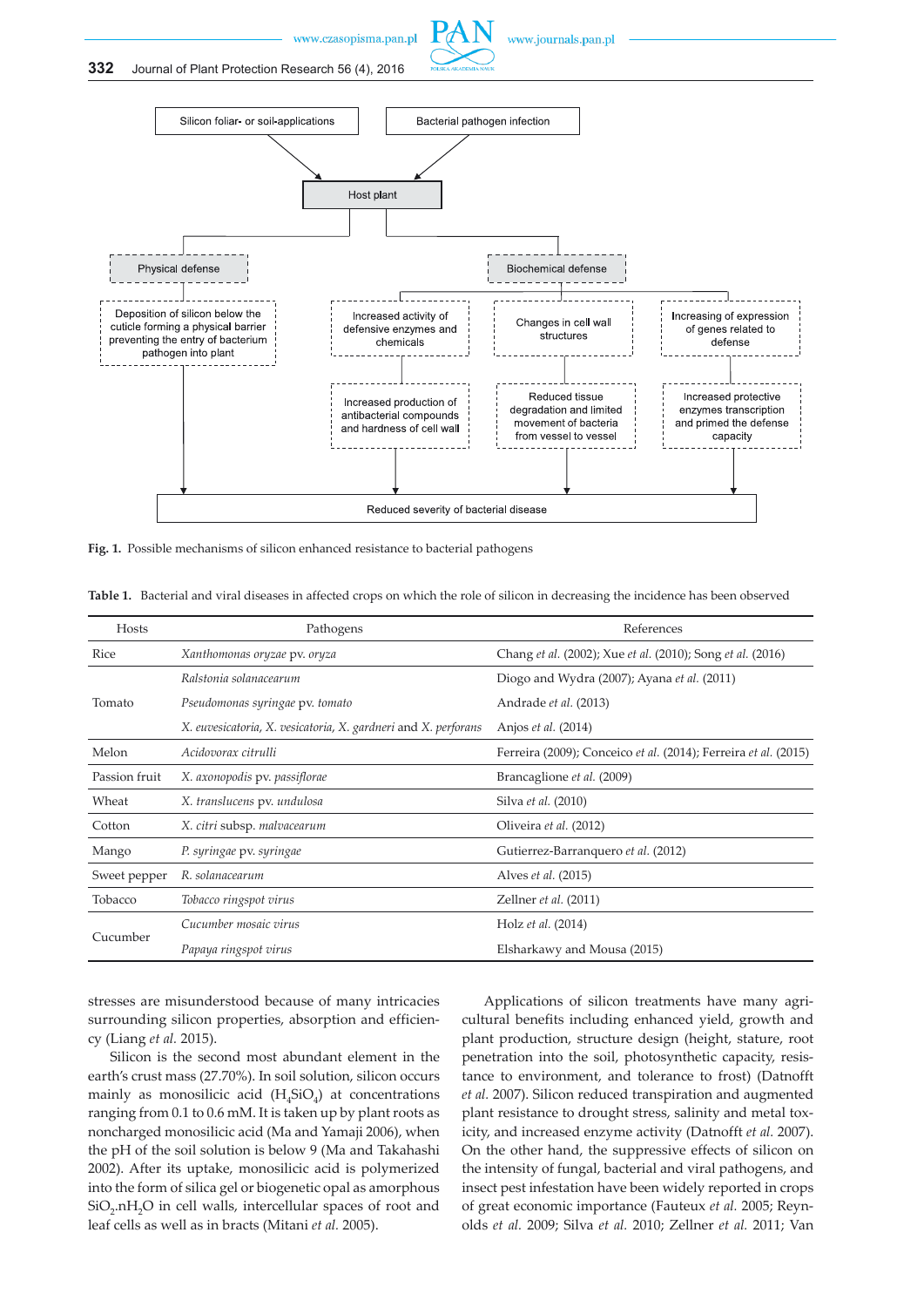Fig. 1. Possible mechanisms of silicon enhanced resistance to bacterial pathogens

Table 1. Bacterial and viral diseases in affected crops on which the role of silicon in decreasing the incidence has been observed

| Hosts | Pathogens | References |
|---|---|---|
| Rice | *Xanthomonas oryzae* pv. *oryza* | Chang *et al.* (2002); Xue *et al.* (2010); Song *et al.* (2016) |
| Tomato | *Ralstonia solanacearum* | Diogo and Wydra (2007); Ayana *et al.* (2011) |
| | *Pseudomonas syringae* pv. *tomato* | Andrade *et al.* (2013) |
| | *X. euvesicatoria, X. vesicatoria, X. gardneri* and *X. perforans* | Anjos *et al.* (2014) |
| Melon | *Acidovorax citrulli* | Ferreira (2009); Conceico *et al.* (2014); Ferreira *et al.* (2015) |
| Passion fruit | *X. axonopodis* pv. *passiflorae* | Brancaglione *et al.* (2009) |
| Wheat | *X. translucens* pv. *undulosa* | Silva *et al.* (2010) |
| Cotton | *X. citri* subsp. *malvacearum* | Oliveira *et al.* (2012) |
| Mango | *P. syringae* pv. *syringae* | Gutierrez-Barranquero *et al.* (2012) |
| Sweet pepper | *R. solanacearum* | Alves *et al.* (2015) |
| Tobacco | *Tobacco ringspot virus* | Zellner *et al.* (2011) |
| Cucumber | *Cucumber mosaic virus* | Holz *et al.* (2014) |
| | *Papaya ringspot virus* | Elsharkawy and Mousa (2015) |

stresses are misunderstood because of many intricacies surrounding silicon properties, absorption and efficiency (Liang *et al.* 2015).

Silicon is the second most abundant element in the earth's crust mass (27.70%). In soil solution, silicon occurs mainly as monosilicic acid ($H_4SiO_4$) at concentrations ranging from 0.1 to 0.6 mM. It is taken up by plant roots as noncharged monosilicic acid (Ma and Yamaji 2006), when the pH of the soil solution is below 9 (Ma and Takahashi 2002). After its uptake, monosilicic acid is polymerized into the form of silica gel or biogenetic opal as amorphous $SiO_2.nH_2O$ in cell walls, intercellular spaces of root and leaf cells as well as in bracts (Mitani *et al.* 2005).

Applications of silicon treatments have many agricultural benefits including enhanced yield, growth and plant production, structure design (height, stature, root penetration into the soil, photosynthetic capacity, resistance to environment, and tolerance to frost) (Datnofft *et al.* 2007). Silicon reduced transpiration and augmented plant resistance to drought stress, salinity and metal toxicity, and increased enzyme activity (Datnofft *et al.* 2007). On the other hand, the suppressive effects of silicon on the intensity of fungal, bacterial and viral pathogens, and insect pest infestation have been widely reported in crops of great economic importance (Fauteux *et al.* 2005; Reynolds *et al.* 2009; Silva *et al.* 2010; Zellner *et al.* 2011; Van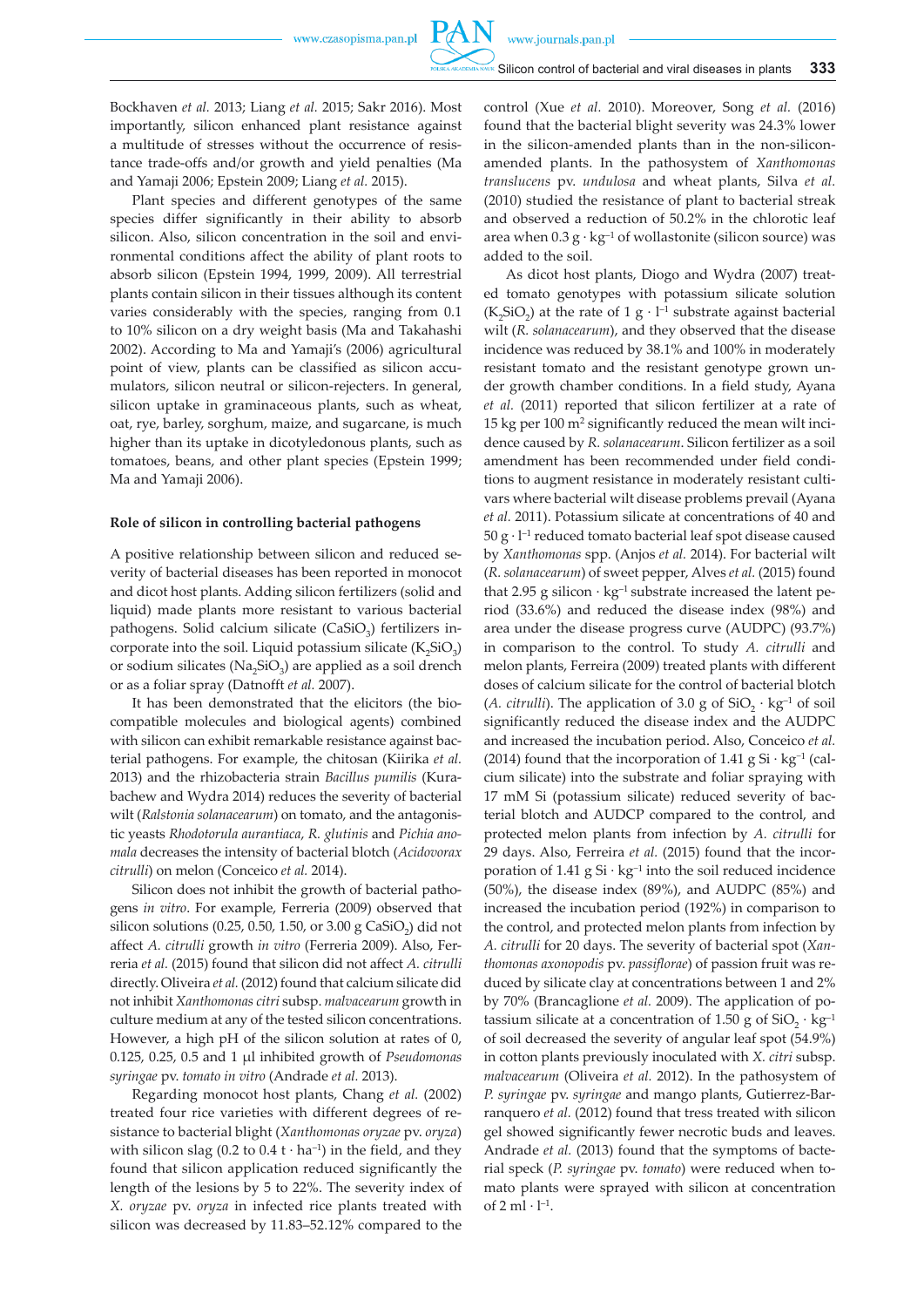Bockhaven *et al.* 2013; Liang *et al.* 2015; Sakr 2016). Most importantly, silicon enhanced plant resistance against a multitude of stresses without the occurrence of resistance trade-offs and/or growth and yield penalties (Ma and Yamaji 2006; Epstein 2009; Liang *et al.* 2015).

Plant species and different genotypes of the same species differ significantly in their ability to absorb silicon. Also, silicon concentration in the soil and environmental conditions affect the ability of plant roots to absorb silicon (Epstein 1994, 1999, 2009). All terrestrial plants contain silicon in their tissues although its content varies considerably with the species, ranging from 0.1 to 10% silicon on a dry weight basis (Ma and Takahashi 2002). According to Ma and Yamaji's (2006) agricultural point of view, plants can be classified as silicon accumulators, silicon neutral or silicon-rejecters. In general, silicon uptake in graminaceous plants, such as wheat, oat, rye, barley, sorghum, maize, and sugarcane, is much higher than its uptake in dicotyledonous plants, such as tomatoes, beans, and other plant species (Epstein 1999; Ma and Yamaji 2006).

## Role of silicon in controlling bacterial pathogens

A positive relationship between silicon and reduced severity of bacterial diseases has been reported in monocot and dicot host plants. Adding silicon fertilizers (solid and liquid) made plants more resistant to various bacterial pathogens. Solid calcium silicate ($CaSiO_3$) fertilizers incorporate into the soil. Liquid potassium silicate ($K_2SiO_3$) or sodium silicates ($Na_2SiO_3$) are applied as a soil drench or as a foliar spray (Datnofft *et al.* 2007).

It has been demonstrated that the elicitors (the biocompatible molecules and biological agents) combined with silicon can exhibit remarkable resistance against bacterial pathogens. For example, the chitosan (Kiirika *et al.* 2013) and the rhizobacteria strain *Bacillus pumilis* (Kurabachew and Wydra 2014) reduces the severity of bacterial wilt (*Ralstonia solanacearum*) on tomato, and the antagonistic yeasts *Rhodotorula aurantiaca*, *R. glutinis* and *Pichia anomala* decreases the intensity of bacterial blotch (*Acidovorax citrulli*) on melon (Conceico *et al.* 2014).

Silicon does not inhibit the growth of bacterial pathogens *in vitro*. For example, Ferreria (2009) observed that silicon solutions (0.25, 0.50, 1.50, or 3.00 g $CaSiO_2$) did not affect *A. citrulli* growth *in vitro* (Ferreria 2009). Also, Ferreria *et al.* (2015) found that silicon did not affect *A. citrulli* directly. Oliveira *et al.* (2012) found that calcium silicate did not inhibit *Xanthomonas citri* subsp. *malvacearum* growth in culture medium at any of the tested silicon concentrations. However, a high pH of the silicon solution at rates of 0, 0.125, 0.25, 0.5 and 1 μl inhibited growth of *Pseudomonas syringae* pv. *tomato in vitro* (Andrade *et al.* 2013).

Regarding monocot host plants, Chang *et al.* (2002) treated four rice varieties with different degrees of resistance to bacterial blight (*Xanthomonas oryzae* pv. *oryza*) with silicon slag (0.2 to 0.4 $t \cdot ha^{-1}$) in the field, and they found that silicon application reduced significantly the length of the lesions by 5 to 22%. The severity index of *X. oryzae* pv. *oryza* in infected rice plants treated with silicon was decreased by 11.83–52.12% compared to the control (Xue *et al.* 2010). Moreover, Song *et al.* (2016) found that the bacterial blight severity was 24.3% lower in the silicon-amended plants than in the non-silicon-amended plants. In the pathosystem of *Xanthomonas translucens* pv. *undulosa* and wheat plants, Silva *et al.* (2010) studied the resistance of plant to bacterial streak and observed a reduction of 50.2% in the chlorotic leaf area when 0.3 $g \cdot kg^{-1}$ of wollastonite (silicon source) was added to the soil.

As dicot host plants, Diogo and Wydra (2007) treated tomato genotypes with potassium silicate solution ($K_2SiO_2$) at the rate of 1 $g \cdot l^{-1}$ substrate against bacterial wilt (*R. solanacearum*), and they observed that the disease incidence was reduced by 38.1% and 100% in moderately resistant tomato and the resistant genotype grown under growth chamber conditions. In a field study, Ayana *et al.* (2011) reported that silicon fertilizer at a rate of 15 kg per 100 $m^2$ significantly reduced the mean wilt incidence caused by *R. solanacearum*. Silicon fertilizer as a soil amendment has been recommended under field conditions to augment resistance in moderately resistant cultivars where bacterial wilt disease problems prevail (Ayana *et al.* 2011). Potassium silicate at concentrations of 40 and 50 $g \cdot l^{-1}$ reduced tomato bacterial leaf spot disease caused by *Xanthomonas* spp. (Anjos *et al.* 2014). For bacterial wilt (*R. solanacearum*) of sweet pepper, Alves *et al.* (2015) found that 2.95 g silicon $\cdot$ $kg^{-1}$ substrate increased the latent period (33.6%) and reduced the disease index (98%) and area under the disease progress curve (AUDPC) (93.7%) in comparison to the control. To study *A. citrulli* and melon plants, Ferreira (2009) treated plants with different doses of calcium silicate for the control of bacterial blotch (*A. citrulli*). The application of 3.0 g of $SiO_2 \cdot kg^{-1}$ of soil significantly reduced the disease index and the AUDPC and increased the incubation period. Also, Conceico *et al.* (2014) found that the incorporation of 1.41 g $Si \cdot kg^{-1}$ (calcium silicate) into the substrate and foliar spraying with 17 mM Si (potassium silicate) reduced severity of bacterial blotch and AUDCP compared to the control, and protected melon plants from infection by *A. citrulli* for 29 days. Also, Ferreira *et al.* (2015) found that the incorporation of 1.41 g $Si \cdot kg^{-1}$ into the soil reduced incidence (50%), the disease index (89%), and AUDPC (85%) and increased the incubation period (192%) in comparison to the control, and protected melon plants from infection by *A. citrulli* for 20 days. The severity of bacterial spot (*Xanthomonas axonopodis* pv. *passiflorae*) of passion fruit was reduced by silicate clay at concentrations between 1 and 2% by 70% (Brancaglione *et al.* 2009). The application of potassium silicate at a concentration of 1.50 g of $SiO_2 \cdot kg^{-1}$ of soil decreased the severity of angular leaf spot (54.9%) in cotton plants previously inoculated with *X. citri* subsp. *malvacearum* (Oliveira *et al.* 2012). In the pathosystem of *P. syringae* pv. *syringae* and mango plants, Gutierrez-Barranquero *et al.* (2012) found that tress treated with silicon gel showed significantly fewer necrotic buds and leaves. Andrade *et al.* (2013) found that the symptoms of bacterial speck (*P. syringae* pv. *tomato*) were reduced when tomato plants were sprayed with silicon at concentration of 2 $ml \cdot l^{-1}$.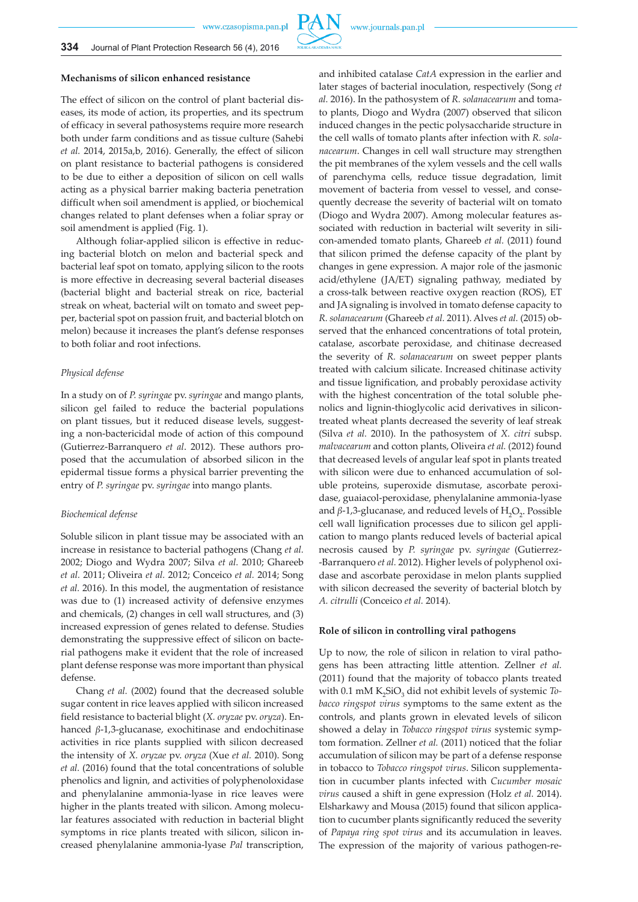## Mechanisms of silicon enhanced resistance

The effect of silicon on the control of plant bacterial diseases, its mode of action, its properties, and its spectrum of efficacy in several pathosystems require more research both under farm conditions and as tissue culture (Sahebi *et al.* 2014, 2015a,b, 2016). Generally, the effect of silicon on plant resistance to bacterial pathogens is considered to be due to either a deposition of silicon on cell walls acting as a physical barrier making bacteria penetration difficult when soil amendment is applied, or biochemical changes related to plant defenses when a foliar spray or soil amendment is applied (Fig. 1).

Although foliar-applied silicon is effective in reducing bacterial blotch on melon and bacterial speck and bacterial leaf spot on tomato, applying silicon to the roots is more effective in decreasing several bacterial diseases (bacterial blight and bacterial streak on rice, bacterial streak on wheat, bacterial wilt on tomato and sweet pepper, bacterial spot on passion fruit, and bacterial blotch on melon) because it increases the plant's defense responses to both foliar and root infections.

### *Physical defense*

In a study on of *P. syringae* pv. *syringae* and mango plants, silicon gel failed to reduce the bacterial populations on plant tissues, but it reduced disease levels, suggesting a non-bactericidal mode of action of this compound (Gutierrez-Barranquero *et al*. 2012). These authors proposed that the accumulation of absorbed silicon in the epidermal tissue forms a physical barrier preventing the entry of *P. syringae* pv. *syringae* into mango plants.

### *Biochemical defense*

Soluble silicon in plant tissue may be associated with an increase in resistance to bacterial pathogens (Chang *et al.* 2002; Diogo and Wydra 2007; Silva *et al.* 2010; Ghareeb *et al.* 2011; Oliveira *et al.* 2012; Conceico *et al.* 2014; Song *et al.* 2016). In this model, the augmentation of resistance was due to (1) increased activity of defensive enzymes and chemicals, (2) changes in cell wall structures, and (3) increased expression of genes related to defense. Studies demonstrating the suppressive effect of silicon on bacterial pathogens make it evident that the role of increased plant defense response was more important than physical defense.

Chang *et al.* (2002) found that the decreased soluble sugar content in rice leaves applied with silicon increased field resistance to bacterial blight (*X. oryzae* pv. *oryza*). Enhanced *β*-1,3-glucanase, exochitinase and endochitinase activities in rice plants supplied with silicon decreased the intensity of *X. oryzae* pv. *oryza* (Xue *et al.* 2010). Song *et al.* (2016) found that the total concentrations of soluble phenolics and lignin, and activities of polyphenoloxidase and phenylalanine ammonia-lyase in rice leaves were higher in the plants treated with silicon. Among molecular features associated with reduction in bacterial blight symptoms in rice plants treated with silicon, silicon increased phenylalanine ammonia-lyase *Pal* transcription, and inhibited catalase *CatA* expression in the earlier and later stages of bacterial inoculation, respectively (Song *et al.* 2016). In the pathosystem of *R. solanacearum* and tomato plants, Diogo and Wydra (2007) observed that silicon induced changes in the pectic polysaccharide structure in the cell walls of tomato plants after infection with *R. solanacearum*. Changes in cell wall structure may strengthen the pit membranes of the xylem vessels and the cell walls of parenchyma cells, reduce tissue degradation, limit movement of bacteria from vessel to vessel, and consequently decrease the severity of bacterial wilt on tomato (Diogo and Wydra 2007). Among molecular features associated with reduction in bacterial wilt severity in silicon-amended tomato plants, Ghareeb *et al.* (2011) found that silicon primed the defense capacity of the plant by changes in gene expression. A major role of the jasmonic acid/ethylene (JA/ET) signaling pathway, mediated by a cross-talk between reactive oxygen reaction (ROS), ET and JA signaling is involved in tomato defense capacity to *R. solanacearum* (Ghareeb *et al.* 2011). Alves *et al.* (2015) observed that the enhanced concentrations of total protein, catalase, ascorbate peroxidase, and chitinase decreased the severity of *R. solanacearum* on sweet pepper plants treated with calcium silicate. Increased chitinase activity and tissue lignification, and probably peroxidase activity with the highest concentration of the total soluble phenolics and lignin-thioglycolic acid derivatives in silicon-treated wheat plants decreased the severity of leaf streak (Silva *et al.* 2010). In the pathosystem of *X. citri* subsp. *malvacearum* and cotton plants, Oliveira *et al.* (2012) found that decreased levels of angular leaf spot in plants treated with silicon were due to enhanced accumulation of soluble proteins, superoxide dismutase, ascorbate peroxidase, guaiacol-peroxidase, phenylalanine ammonia-lyase and *β*-1,3-glucanase, and reduced levels of $H_2O_2$. Possible cell wall lignification processes due to silicon gel application to mango plants reduced levels of bacterial apical necrosis caused by *P. syringae* pv. *syringae* (Gutierrez-Barranquero *et al.* 2012). Higher levels of polyphenol oxidase and ascorbate peroxidase in melon plants supplied with silicon decreased the severity of bacterial blotch by *A. citrulli* (Conceico *et al.* 2014).

## Role of silicon in controlling viral pathogens

Up to now, the role of silicon in relation to viral pathogens has been attracting little attention. Zellner *et al.* (2011) found that the majority of tobacco plants treated with 0.1 mM $K_2SiO_3$ did not exhibit levels of systemic *Tobacco ringspot virus* symptoms to the same extent as the controls, and plants grown in elevated levels of silicon showed a delay in *Tobacco ringspot virus* systemic symptom formation. Zellner *et al.* (2011) noticed that the foliar accumulation of silicon may be part of a defense response in tobacco to *Tobacco ringspot virus*. Silicon supplementation in cucumber plants infected with *Cucumber mosaic virus* caused a shift in gene expression (Holz *et al.* 2014). Elsharkawy and Mousa (2015) found that silicon application to cucumber plants significantly reduced the severity of *Papaya ring spot virus* and its accumulation in leaves. The expression of the majority of various pathogen-re-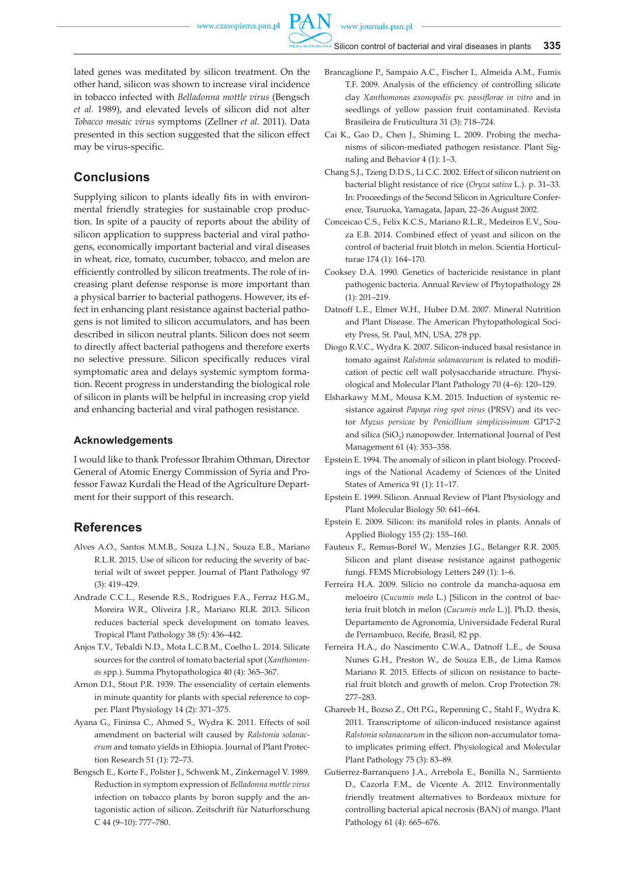lated genes was meditated by silicon treatment. On the other hand, silicon was shown to increase viral incidence in tobacco infected with *Belladonna mottle virus* (Bengsch *et al.* 1989), and elevated levels of silicon did not alter *Tobacco mosaic virus* symptoms (Zellner *et al.* 2011). Data presented in this section suggested that the silicon effect may be virus-specific.

## Conclusions

Supplying silicon to plants ideally fits in with environmental friendly strategies for sustainable crop production. In spite of a paucity of reports about the ability of silicon application to suppress bacterial and viral pathogens, economically important bacterial and viral diseases in wheat, rice, tomato, cucumber, tobacco, and melon are efficiently controlled by silicon treatments. The role of increasing plant defense response is more important than a physical barrier to bacterial pathogens. However, its effect in enhancing plant resistance against bacterial pathogens is not limited to silicon accumulators, and has been described in silicon neutral plants. Silicon does not seem to directly affect bacterial pathogens and therefore exerts no selective pressure. Silicon specifically reduces viral symptomatic area and delays systemic symptom formation. Recent progress in understanding the biological role of silicon in plants will be helpful in increasing crop yield and enhancing bacterial and viral pathogen resistance.

### Acknowledgements

I would like to thank Professor Ibrahim Othman, Director General of Atomic Energy Commission of Syria and Professor Fawaz Kurdali the Head of the Agriculture Department for their support of this research.

## References

Alves A.O., Santos M.M.B., Souza L.J.N., Souza E.B., Mariano R.L.R. 2015. Use of silicon for reducing the severity of bacterial wilt of sweet pepper. Journal of Plant Pathology 97 (3): 419–429.

Andrade C.C.L., Resende R.S., Rodrigues F.A., Ferraz H.G.M., Moreira W.R., Oliveira J.R., Mariano RLR. 2013. Silicon reduces bacterial speck development on tomato leaves. Tropical Plant Pathology 38 (5): 436–442.

Anjos T.V., Tebaldi N.D., Mota L.C.B.M., Coelho L. 2014. Silicate sources for the control of tomato bacterial spot (*Xanthomonas* spp.). Summa Phytopathologica 40 (4): 365–367.

Arnon D.I., Stout P.R. 1939. The essenciality of certain elements in minute quantity for plants with special reference to copper. Plant Physiology 14 (2): 371–375.

Ayana G., Fininsa C., Ahmed S., Wydra K. 2011. Effects of soil amendment on bacterial wilt caused by *Ralstonia solanacerum* and tomato yields in Ethiopia. Journal of Plant Protection Research 51 (1): 72–73.

Bengsch E., Korte F., Polster J., Schwenk M., Zinkernagel V. 1989. Reduction in symptom expression of *Belladonna mottle virus* infection on tobacco plants by boron supply and the antagonistic action of silicon. Zeitschrift für Naturforschung C 44 (9–10): 777–780.

Brancaglione P., Sampaio A.C., Fischer I., Almeida A.M., Fumis T.F. 2009. Analysis of the efficiency of controlling silicate clay *Xanthomonas axonopodis* pv. *passiflorae in vitro* and in seedlings of yellow passion fruit contaminated. Revista Brasileira de Fruticultura 31 (3): 718–724.

Cai K., Gao D., Chen J., Shiming L. 2009. Probing the mechanisms of silicon-mediated pathogen resistance. Plant Signaling and Behavior 4 (1): 1–3.

Chang S.J., Tzeng D.D.S., Li C.C. 2002. Effect of silicon nutrient on bacterial blight resistance of rice (*Oryza sativa* L.). p. 31–33. In: Proceedings of the Second Silicon in Agriculture Conference, Tsuruoka, Yamagata, Japan, 22–26 August 2002.

Conceicao C.S., Felix K.C.S., Mariano R.L.R., Medeiros E.V., Souza E.B. 2014. Combined effect of yeast and silicon on the control of bacterial fruit blotch in melon. Scientia Horticulturae 174 (1): 164–170.

Cooksey D.A. 1990. Genetics of bactericide resistance in plant pathogenic bacteria. Annual Review of Phytopathology 28 (1): 201–219.

Datnoff L.E., Elmer W.H., Huber D.M. 2007. Mineral Nutrition and Plant Disease. The American Phytopathological Society Press, St. Paul, MN, USA, 278 pp.

Diogo R.V.C., Wydra K. 2007. Silicon-induced basal resistance in tomato against *Ralstonia solanacearum* is related to modification of pectic cell wall polysaccharide structure. Physiological and Molecular Plant Pathology 70 (4–6): 120–129.

Elsharkawy M.M., Mousa K.M. 2015. Induction of systemic resistance against *Papaya ring spot virus* (PRSV) and its vector *Myzus persicae* by *Penicillium simplicissimum* GP17-2 and silica ($SiO_2$) nanopowder. International Journal of Pest Management 61 (4): 353–358.

Epstein E. 1994. The anomaly of silicon in plant biology. Proceedings of the National Academy of Sciences of the United States of America 91 (1): 11–17.

Epstein E. 1999. Silicon. Annual Review of Plant Physiology and Plant Molecular Biology 50: 641–664.

Epstein E. 2009. Silicon: its manifold roles in plants. Annals of Applied Biology 155 (2): 155–160.

Fauteux F., Remus-Borel W., Menzies J.G., Belanger R.R. 2005. Silicon and plant disease resistance against pathogenic fungi. FEMS Microbiology Letters 249 (1): 1–6.

Ferreira H.A. 2009. Silício no controle da mancha-aquosa em meloeiro (*Cucumis melo* L.) [Silicon in the control of bacteria fruit blotch in melon (*Cucumis melo* L.)]. Ph.D. thesis, Departamento de Agronomia, Universidade Federal Rural de Pernambuco, Recife, Brasil, 82 pp.

Ferreira H.A., do Nascimento C.W.A., Datnoff L.E., de Sousa Nunes G.H., Preston W., de Souza E.B., de Lima Ramos Mariano R. 2015. Effects of silicon on resistance to bacterial fruit blotch and growth of melon. Crop Protection 78: 277–283.

Ghareeb H., Bozso Z., Ott P.G., Repenning C., Stahl F., Wydra K. 2011. Transcriptome of silicon-induced resistance against *Ralstonia solanacearum* in the silicon non-accumulator tomato implicates priming effect. Physiological and Molecular Plant Pathology 75 (3): 83–89.

Gutierrez-Barranquero J.A., Arrebola E., Bonilla N., Sarmiento D., Cazorla F.M., de Vicente A. 2012. Environmentally friendly treatment alternatives to Bordeaux mixture for controlling bacterial apical necrosis (BAN) of mango. Plant Pathology 61 (4): 665–676.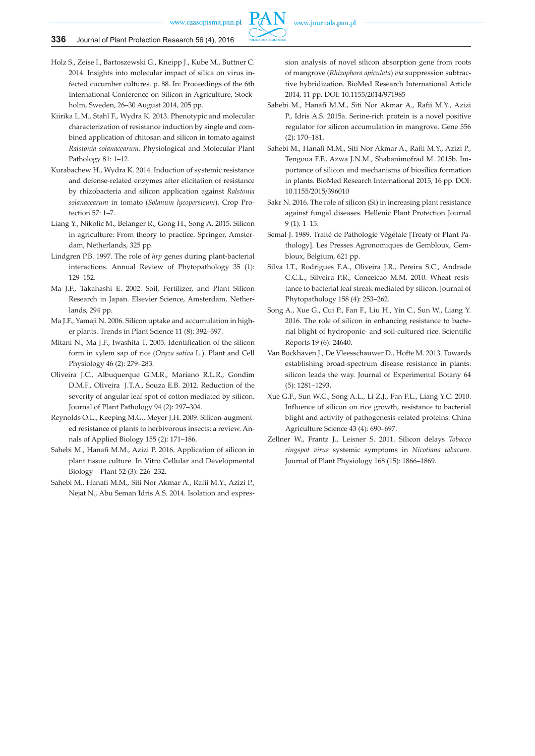Holz S., Zeise I., Bartoszewski G., Kneipp J., Kube M., Buttner C. 2014. Insights into molecular impact of silica on virus infected cucumber cultures. p. 88. In: Proceedings of the 6th International Conference on Silicon in Agriculture, Stockholm, Sweden, 26–30 August 2014, 205 pp.

Kiirika L.M., Stahl F., Wydra K. 2013. Phenotypic and molecular characterization of resistance induction by single and combined application of chitosan and silicon in tomato against *Ralstonia solanacearum*. Physiological and Molecular Plant Pathology 81: 1–12.

Kurabachew H., Wydra K. 2014. Induction of systemic resistance and defense-related enzymes after elicitation of resistance by rhizobacteria and silicon application against *Ralstonia solanacearum* in tomato (*Solanum lycopersicum*). Crop Protection 57: 1–7.

Liang Y., Nikolic M., Belanger R., Gong H., Song A. 2015. Silicon in agriculture: From theory to practice. Springer, Amsterdam, Netherlands, 325 pp.

Lindgren P.B. 1997. The role of *hrp* genes during plant-bacterial interactions. Annual Review of Phytopathology 35 (1): 129–152.

Ma J.F., Takahashi E. 2002. Soil, Fertilizer, and Plant Silicon Research in Japan. Elsevier Science, Amsterdam, Netherlands, 294 pp.

Ma J.F., Yamaji N. 2006. Silicon uptake and accumulation in higher plants. Trends in Plant Science 11 (8): 392–397.

Mitani N., Ma J.F., Iwashita T. 2005. Identification of the silicon form in xylem sap of rice (*Oryza sativa* L.). Plant and Cell Physiology 46 (2): 279–283.

Oliveira J.C., Albuquerque G.M.R., Mariano R.L.R., Gondim D.M.F., Oliveira J.T.A., Souza E.B. 2012. Reduction of the severity of angular leaf spot of cotton mediated by silicon. Journal of Plant Pathology 94 (2): 297–304.

Reynolds O.L., Keeping M.G., Meyer J.H. 2009. Silicon-augmented resistance of plants to herbivorous insects: a review. Annals of Applied Biology 155 (2): 171–186.

Sahebi M., Hanafi M.M., Azizi P. 2016. Application of silicon in plant tissue culture. In Vitro Cellular and Developmental Biology – Plant 52 (3): 226–232.

Sahebi M., Hanafi M.M., Siti Nor Akmar A., Rafii M.Y., Azizi P., Nejat N., Abu Seman Idris A.S. 2014. Isolation and expression analysis of novel silicon absorption gene from roots of mangrove (*Rhizophora apiculata*) *via* suppression subtractive hybridization. BioMed Research International Article 2014, 11 pp. DOI: 10.1155/2014/971985

Sahebi M., Hanafi M.M., Siti Nor Akmar A., Rafii M.Y., Azizi P., Idris A.S. 2015a. Serine-rich protein is a novel positive regulator for silicon accumulation in mangrove. Gene 556 (2): 170–181.

Sahebi M., Hanafi M.M., Siti Nor Akmar A., Rafii M.Y., Azizi P., Tengoua F.F., Azwa J.N.M., Shabanimofrad M. 2015b. Importance of silicon and mechanisms of biosilica formation in plants. BioMed Research International 2015, 16 pp. DOI: 10.1155/2015/396010

Sakr N. 2016. The role of silicon (Si) in increasing plant resistance against fungal diseases. Hellenic Plant Protection Journal 9 (1): 1–15.

Semal J. 1989. Traité de Pathologie Végétale [Treaty of Plant Pathology]. Les Presses Agronomiques de Gembloux, Gembloux, Belgium, 621 pp.

Silva I.T., Rodrigues F.A., Oliveira J.R., Pereira S.C., Andrade C.C.L., Silveira P.R., Conceicao M.M. 2010. Wheat resistance to bacterial leaf streak mediated by silicon. Journal of Phytopathology 158 (4): 253–262.

Song A., Xue G., Cui P., Fan F., Liu H., Yin C., Sun W., Liang Y. 2016. The role of silicon in enhancing resistance to bacterial blight of hydroponic- and soil-cultured rice. Scientific Reports 19 (6): 24640.

Van Bockhaven J., De Vleesschauwer D., Hofte M. 2013. Towards establishing broad-spectrum disease resistance in plants: silicon leads the way. Journal of Experimental Botany 64 (5): 1281–1293.

Xue G.F., Sun W.C., Song A.L., Li Z.J., Fan F.L., Liang Y.C. 2010. Influence of silicon on rice growth, resistance to bacterial blight and activity of pathogenesis-related proteins. China Agriculture Science 43 (4): 690–697.

Zellner W., Frantz J., Leisner S. 2011. Silicon delays *Tobacco ringspot virus* systemic symptoms in *Nicotiana tabacum*. Journal of Plant Physiology 168 (15): 1866–1869.